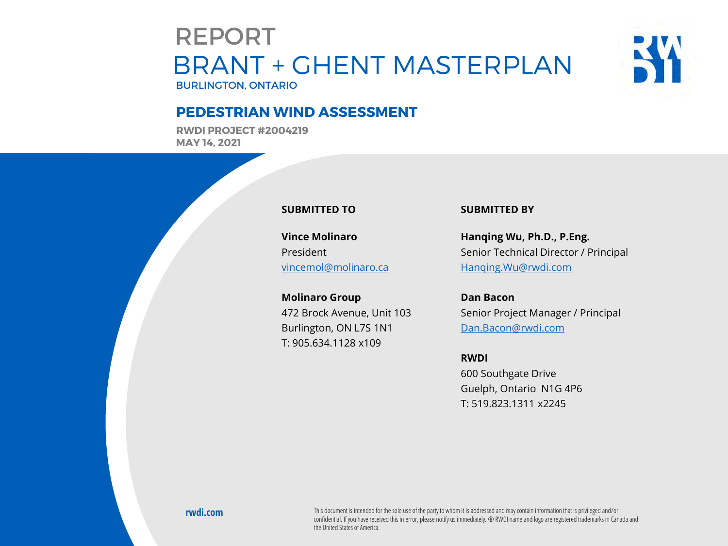# REPORT

# BRANT + GHENT MASTERPLAN

BURLINGTON, ONTARIO

## PEDESTRIAN WIND ASSESSMENT

**RWDI PROJECT #2004219**
**MAY 14, 2021**

### SUBMITTED TO

**Vince Molinaro**
President
vincemol@molinaro.ca

**Molinaro Group**
472 Brock Avenue, Unit 103
Burlington, ON L7S 1N1
T: 905.634.1128 x109

### SUBMITTED BY

**Hanqing Wu, Ph.D., P.Eng.**
Senior Technical Director / Principal
Hanqing.Wu@rwdi.com

**Dan Bacon**
Senior Project Manager / Principal
Dan.Bacon@rwdi.com

**RWDI**
600 Southgate Drive
Guelph, Ontario N1G 4P6
T: 519.823.1311 x2245

**rwdi.com**

This document is intended for the sole use of the party to whom it is addressed and may contain information that is privileged and/or confidential. If you have received this in error, please notify us immediately. ® RWDI name and logo are registered trademarks in Canada and the United States of America.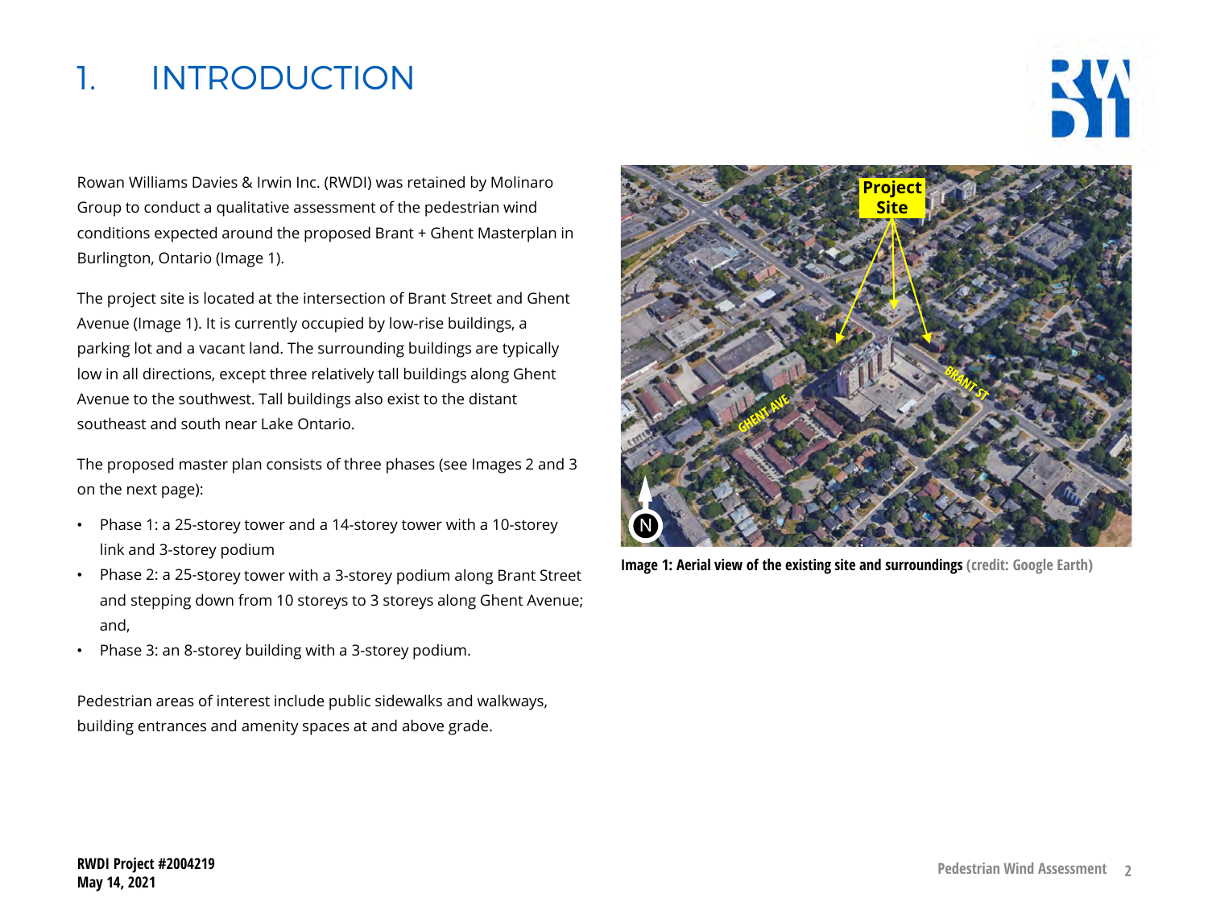# 1. INTRODUCTION

Rowan Williams Davies & Irwin Inc. (RWDI) was retained by Molinaro Group to conduct a qualitative assessment of the pedestrian wind conditions expected around the proposed Brant + Ghent Masterplan in Burlington, Ontario (Image 1).

The project site is located at the intersection of Brant Street and Ghent Avenue (Image 1). It is currently occupied by low-rise buildings, a parking lot and a vacant land. The surrounding buildings are typically low in all directions, except three relatively tall buildings along Ghent Avenue to the southwest. Tall buildings also exist to the distant southeast and south near Lake Ontario.

The proposed master plan consists of three phases (see Images 2 and 3 on the next page):

- Phase 1: a 25-storey tower and a 14-storey tower with a 10-storey link and 3-storey podium
- Phase 2: a 25-storey tower with a 3-storey podium along Brant Street and stepping down from 10 storeys to 3 storeys along Ghent Avenue; and,
- Phase 3: an 8-storey building with a 3-storey podium.

Pedestrian areas of interest include public sidewalks and walkways, building entrances and amenity spaces at and above grade.

**Image 1: Aerial view of the existing site and surroundings** (credit: Google Earth)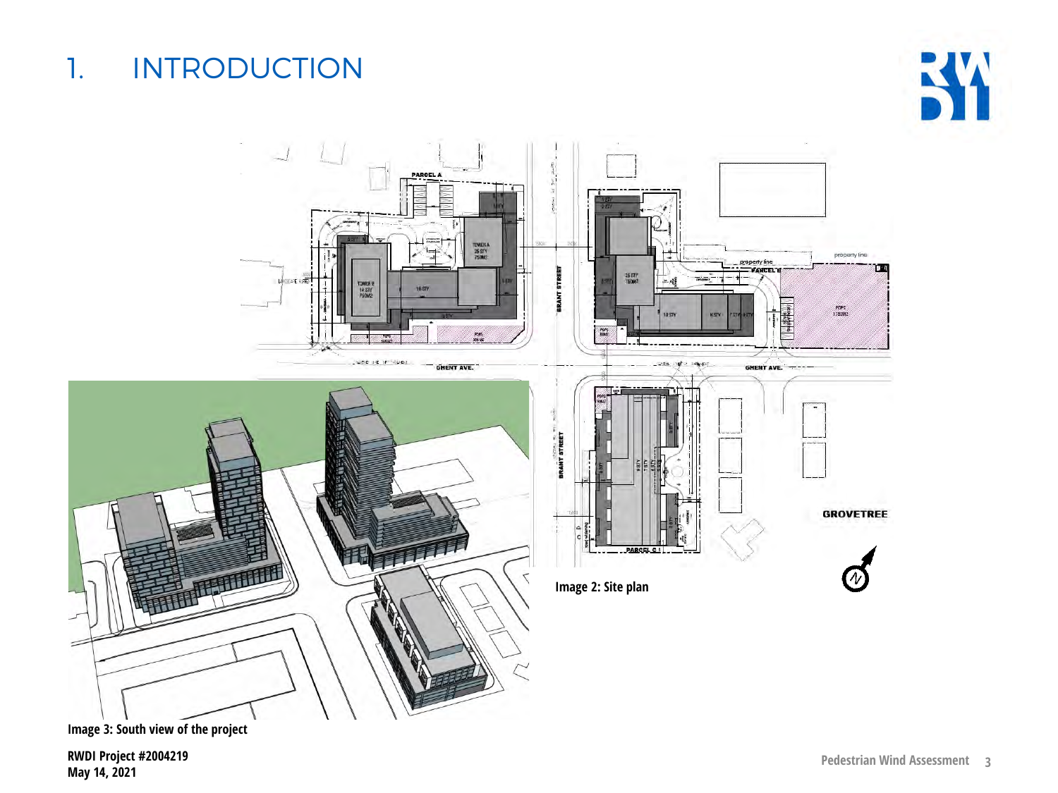# 1. INTRODUCTION

Image 2: Site plan

Image 3: South view of the project

RWDI Project #2004219
May 14, 2021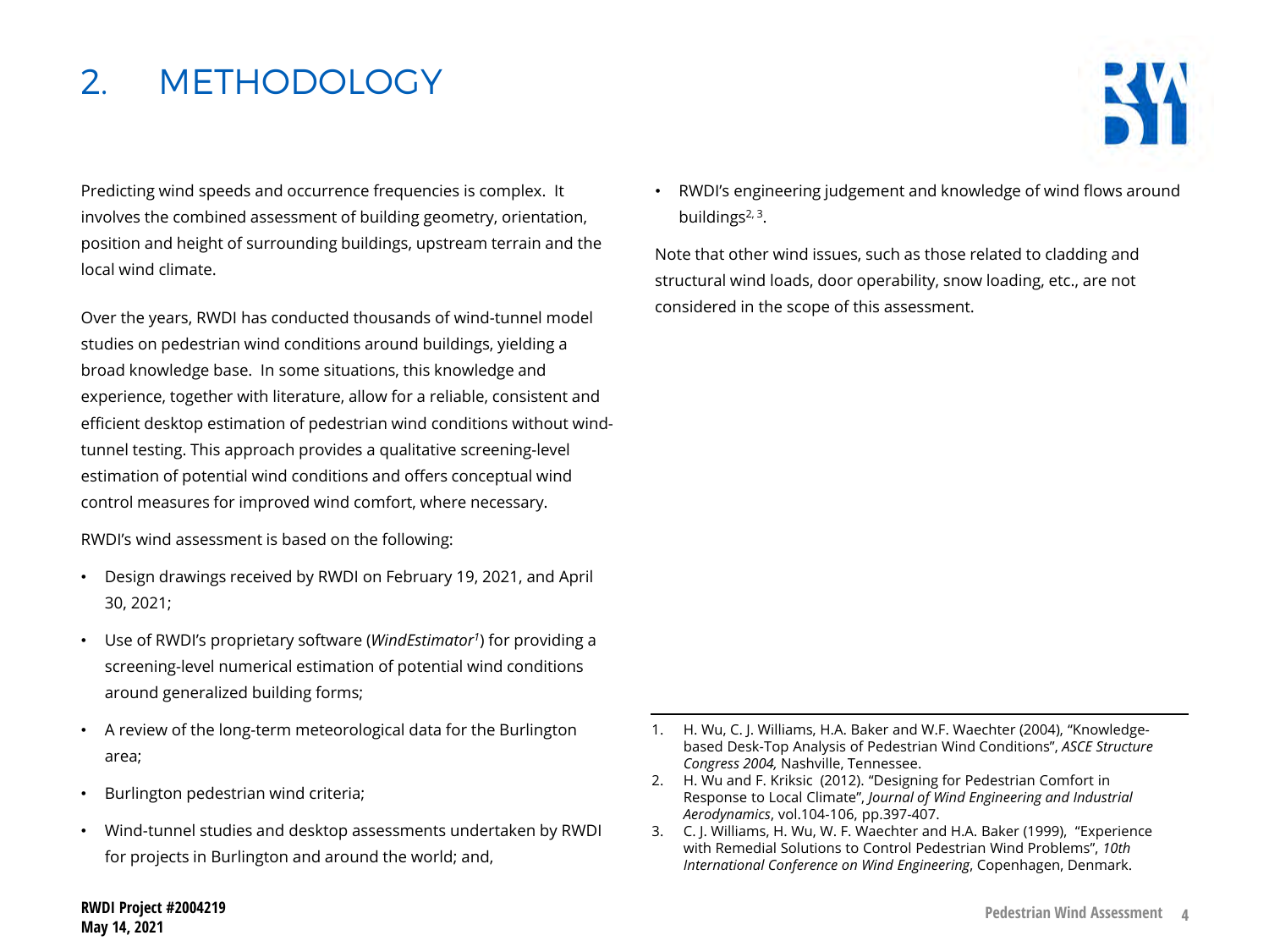# 2. METHODOLOGY

Predicting wind speeds and occurrence frequencies is complex. It involves the combined assessment of building geometry, orientation, position and height of surrounding buildings, upstream terrain and the local wind climate.

Over the years, RWDI has conducted thousands of wind-tunnel model studies on pedestrian wind conditions around buildings, yielding a broad knowledge base. In some situations, this knowledge and experience, together with literature, allow for a reliable, consistent and efficient desktop estimation of pedestrian wind conditions without wind-tunnel testing. This approach provides a qualitative screening-level estimation of potential wind conditions and offers conceptual wind control measures for improved wind comfort, where necessary.

RWDI's wind assessment is based on the following:

- Design drawings received by RWDI on February 19, 2021, and April 30, 2021;
- Use of RWDI's proprietary software (*WindEstimator*[1]) for providing a screening-level numerical estimation of potential wind conditions around generalized building forms;
- A review of the long-term meteorological data for the Burlington area;
- Burlington pedestrian wind criteria;
- Wind-tunnel studies and desktop assessments undertaken by RWDI for projects in Burlington and around the world; and,
- RWDI's engineering judgement and knowledge of wind flows around buildings[2, 3].

Note that other wind issues, such as those related to cladding and structural wind loads, door operability, snow loading, etc., are not considered in the scope of this assessment.

---

1. H. Wu, C. J. Williams, H.A. Baker and W.F. Waechter (2004), "Knowledge-based Desk-Top Analysis of Pedestrian Wind Conditions", *ASCE Structure Congress 2004,* Nashville, Tennessee.
2. H. Wu and F. Kriksic (2012). "Designing for Pedestrian Comfort in Response to Local Climate", *Journal of Wind Engineering and Industrial Aerodynamics*, vol.104-106, pp.397-407.
3. C. J. Williams, H. Wu, W. F. Waechter and H.A. Baker (1999), "Experience with Remedial Solutions to Control Pedestrian Wind Problems", *10th International Conference on Wind Engineering*, Copenhagen, Denmark.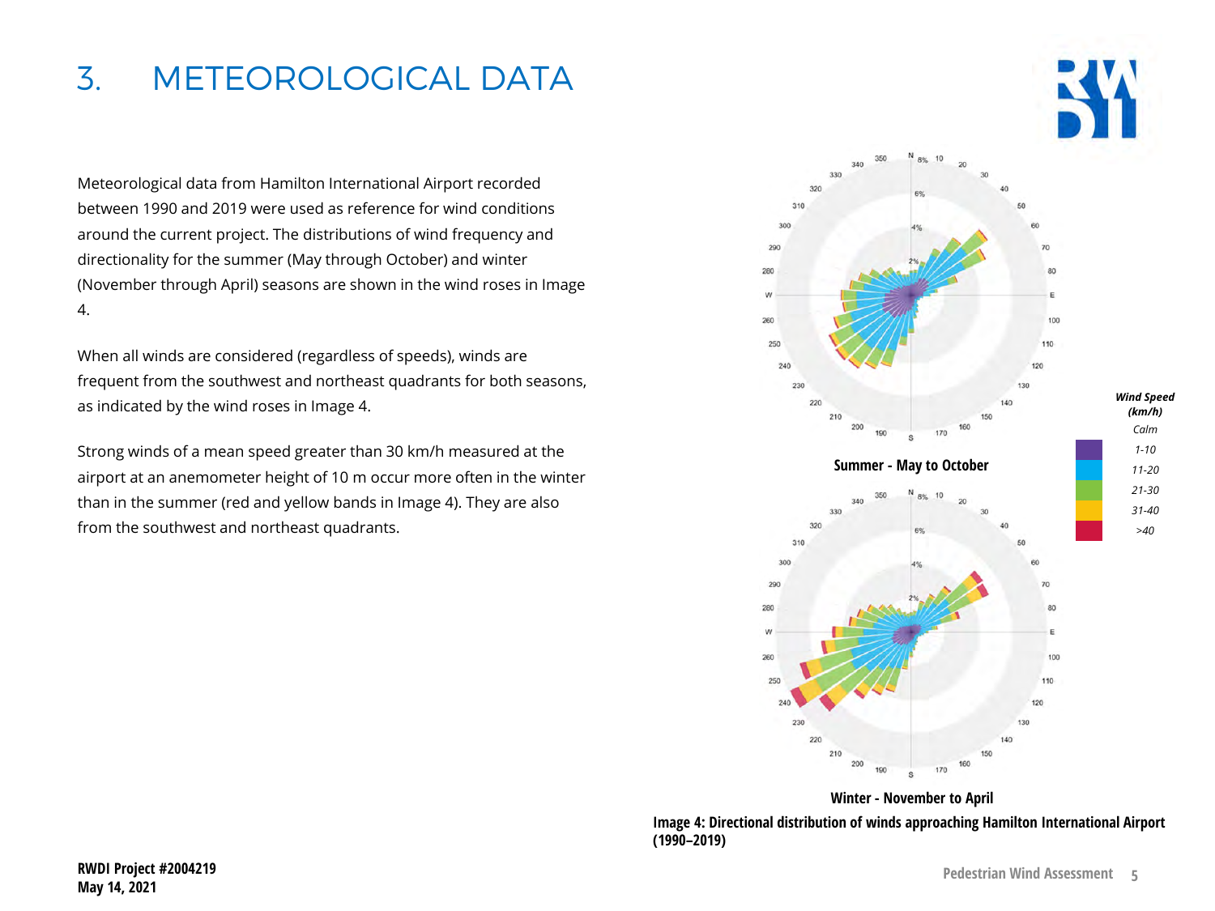# 3. METEOROLOGICAL DATA

Meteorological data from Hamilton International Airport recorded between 1990 and 2019 were used as reference for wind conditions around the current project. The distributions of wind frequency and directionality for the summer (May through October) and winter (November through April) seasons are shown in the wind roses in Image 4.

When all winds are considered (regardless of speeds), winds are frequent from the southwest and northeast quadrants for both seasons, as indicated by the wind roses in Image 4.

Strong winds of a mean speed greater than 30 km/h measured at the airport at an anemometer height of 10 m occur more often in the winter than in the summer (red and yellow bands in Image 4). They are also from the southwest and northeast quadrants.

**Summer - May to October**

**Winter - November to April**

*Wind Speed (km/h)*: Calm, 1-10, 11-20, 21-30, 31-40, >40

**Image 4: Directional distribution of winds approaching Hamilton International Airport (1990–2019)**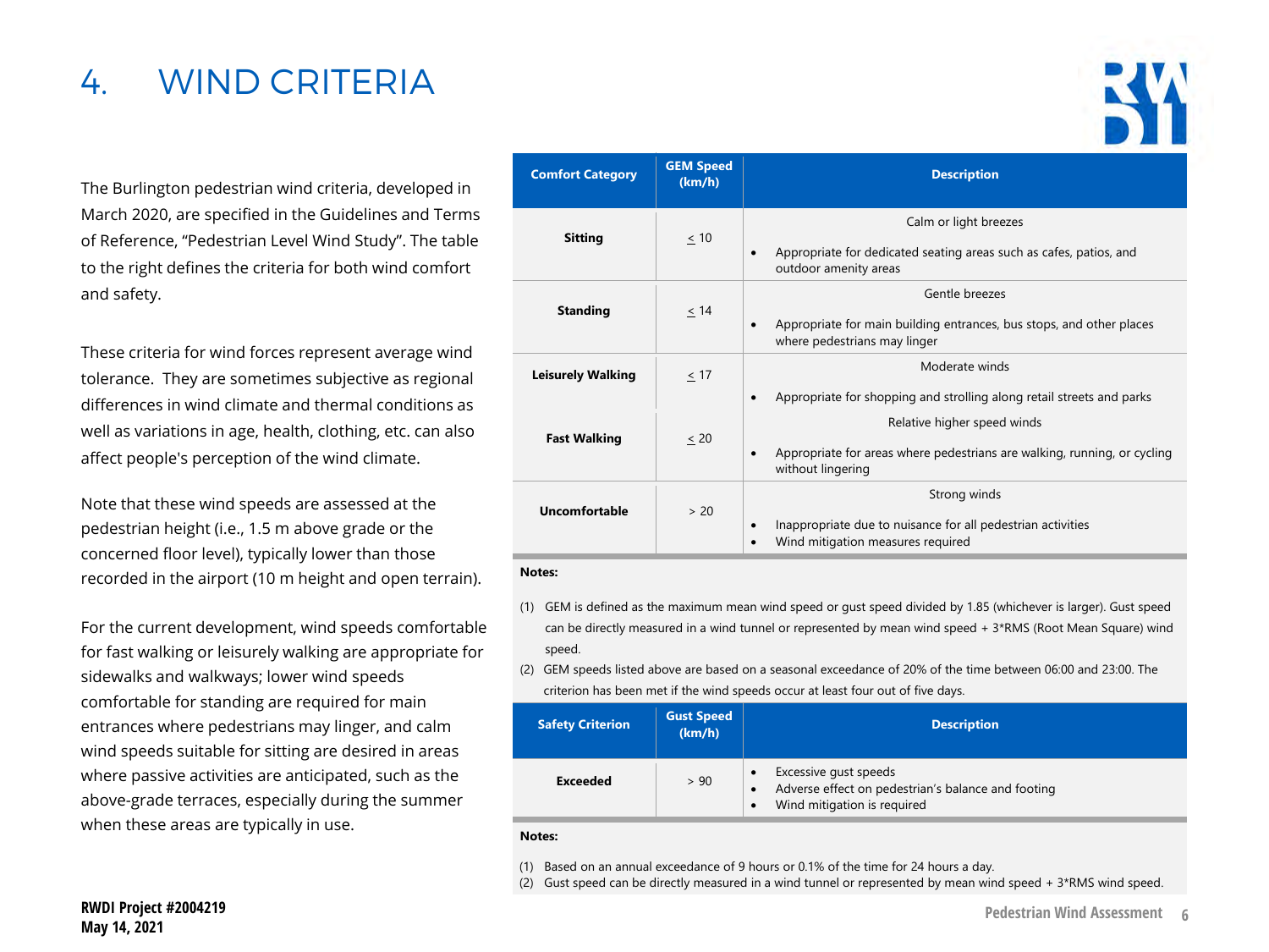# 4. WIND CRITERIA

The Burlington pedestrian wind criteria, developed in March 2020, are specified in the Guidelines and Terms of Reference, "Pedestrian Level Wind Study". The table to the right defines the criteria for both wind comfort and safety.

These criteria for wind forces represent average wind tolerance. They are sometimes subjective as regional differences in wind climate and thermal conditions as well as variations in age, health, clothing, etc. can also affect people's perception of the wind climate.

Note that these wind speeds are assessed at the pedestrian height (i.e., 1.5 m above grade or the concerned floor level), typically lower than those recorded in the airport (10 m height and open terrain).

For the current development, wind speeds comfortable for fast walking or leisurely walking are appropriate for sidewalks and walkways; lower wind speeds comfortable for standing are required for main entrances where pedestrians may linger, and calm wind speeds suitable for sitting are desired in areas where passive activities are anticipated, such as the above-grade terraces, especially during the summer when these areas are typically in use.

| Comfort Category | GEM Speed (km/h) | Description |
|---|---|---|
| **Sitting** | ≤ 10 | Calm or light breezes<br>• Appropriate for dedicated seating areas such as cafes, patios, and outdoor amenity areas |
| **Standing** | ≤ 14 | Gentle breezes<br>• Appropriate for main building entrances, bus stops, and other places where pedestrians may linger |
| **Leisurely Walking** | ≤ 17 | Moderate winds<br>• Appropriate for shopping and strolling along retail streets and parks |
| **Fast Walking** | ≤ 20 | Relative higher speed winds<br>• Appropriate for areas where pedestrians are walking, running, or cycling without lingering |
| **Uncomfortable** | > 20 | Strong winds<br>• Inappropriate due to nuisance for all pedestrian activities<br>• Wind mitigation measures required |

**Notes:**

(1) GEM is defined as the maximum mean wind speed or gust speed divided by 1.85 (whichever is larger). Gust speed can be directly measured in a wind tunnel or represented by mean wind speed + 3*RMS (Root Mean Square) wind speed.

(2) GEM speeds listed above are based on a seasonal exceedance of 20% of the time between 06:00 and 23:00. The criterion has been met if the wind speeds occur at least four out of five days.

| Safety Criterion | Gust Speed (km/h) | Description |
|---|---|---|
| **Exceeded** | > 90 | • Excessive gust speeds<br>• Adverse effect on pedestrian's balance and footing<br>• Wind mitigation is required |

**Notes:**

(1) Based on an annual exceedance of 9 hours or 0.1% of the time for 24 hours a day.

(2) Gust speed can be directly measured in a wind tunnel or represented by mean wind speed + 3*RMS wind speed.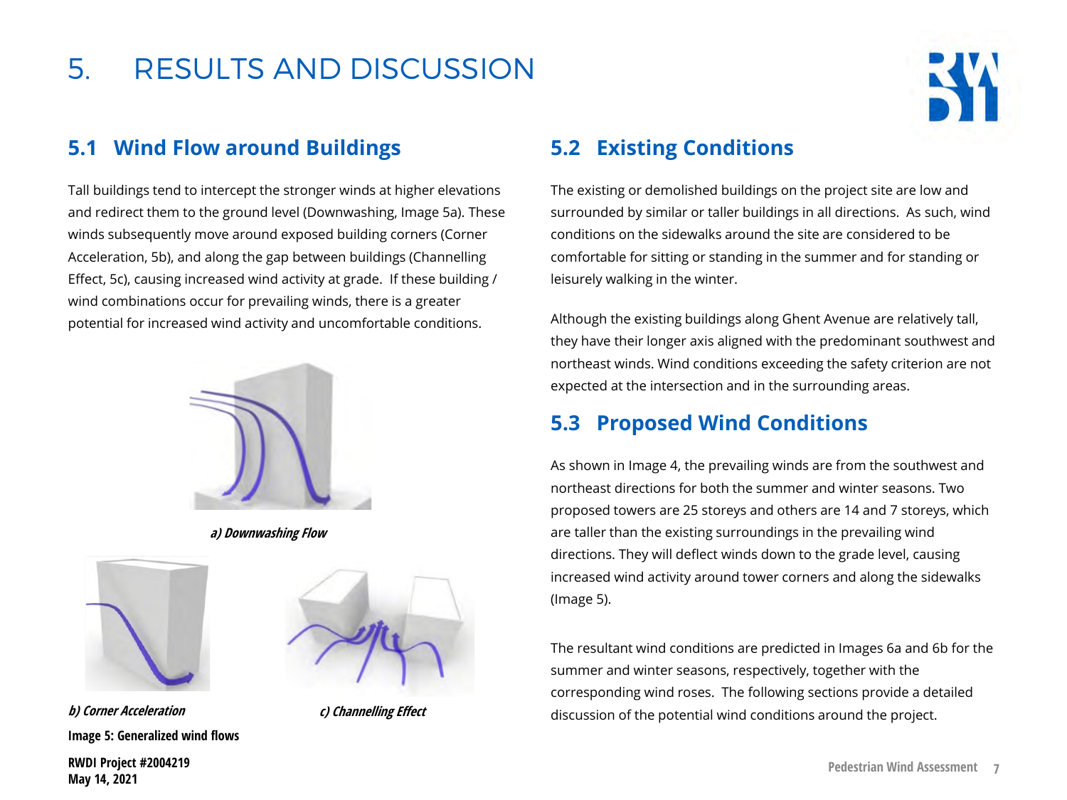# 5. RESULTS AND DISCUSSION

## 5.1 Wind Flow around Buildings

Tall buildings tend to intercept the stronger winds at higher elevations and redirect them to the ground level (Downwashing, Image 5a). These winds subsequently move around exposed building corners (Corner Acceleration, 5b), and along the gap between buildings (Channelling Effect, 5c), causing increased wind activity at grade. If these building / wind combinations occur for prevailing winds, there is a greater potential for increased wind activity and uncomfortable conditions.

***a) Downwashing Flow***

***b) Corner Acceleration***

***c) Channelling Effect***

**Image 5: Generalized wind flows**

## 5.2 Existing Conditions

The existing or demolished buildings on the project site are low and surrounded by similar or taller buildings in all directions. As such, wind conditions on the sidewalks around the site are considered to be comfortable for sitting or standing in the summer and for standing or leisurely walking in the winter.

Although the existing buildings along Ghent Avenue are relatively tall, they have their longer axis aligned with the predominant southwest and northeast winds. Wind conditions exceeding the safety criterion are not expected at the intersection and in the surrounding areas.

## 5.3 Proposed Wind Conditions

As shown in Image 4, the prevailing winds are from the southwest and northeast directions for both the summer and winter seasons. Two proposed towers are 25 storeys and others are 14 and 7 storeys, which are taller than the existing surroundings in the prevailing wind directions. They will deflect winds down to the grade level, causing increased wind activity around tower corners and along the sidewalks (Image 5).

The resultant wind conditions are predicted in Images 6a and 6b for the summer and winter seasons, respectively, together with the corresponding wind roses. The following sections provide a detailed discussion of the potential wind conditions around the project.

**RWDI Project #2004219**
**May 14, 2021**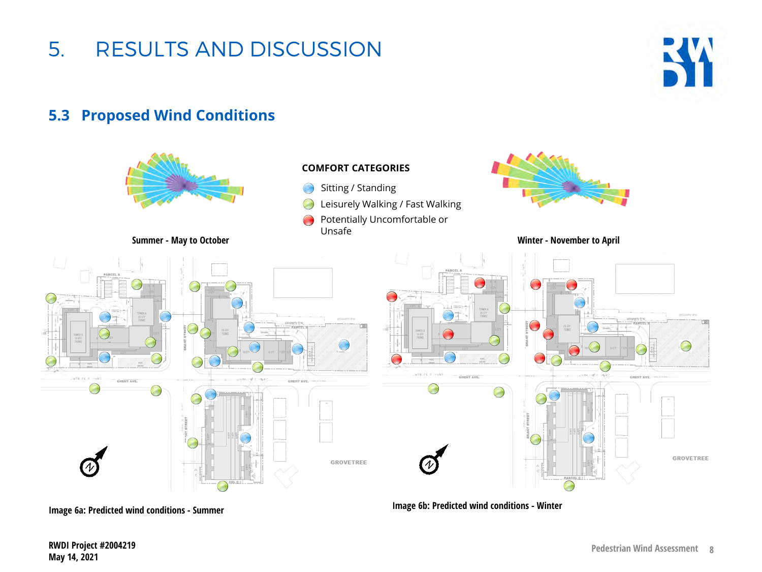# 5. RESULTS AND DISCUSSION

## 5.3 Proposed Wind Conditions

**COMFORT CATEGORIES**

- Sitting / Standing
- Leisurely Walking / Fast Walking
- Potentially Uncomfortable or Unsafe

Summer - May to October

Winter - November to April

**Image 6a: Predicted wind conditions - Summer**

**Image 6b: Predicted wind conditions - Winter**

**RWDI Project #2004219**
**May 14, 2021**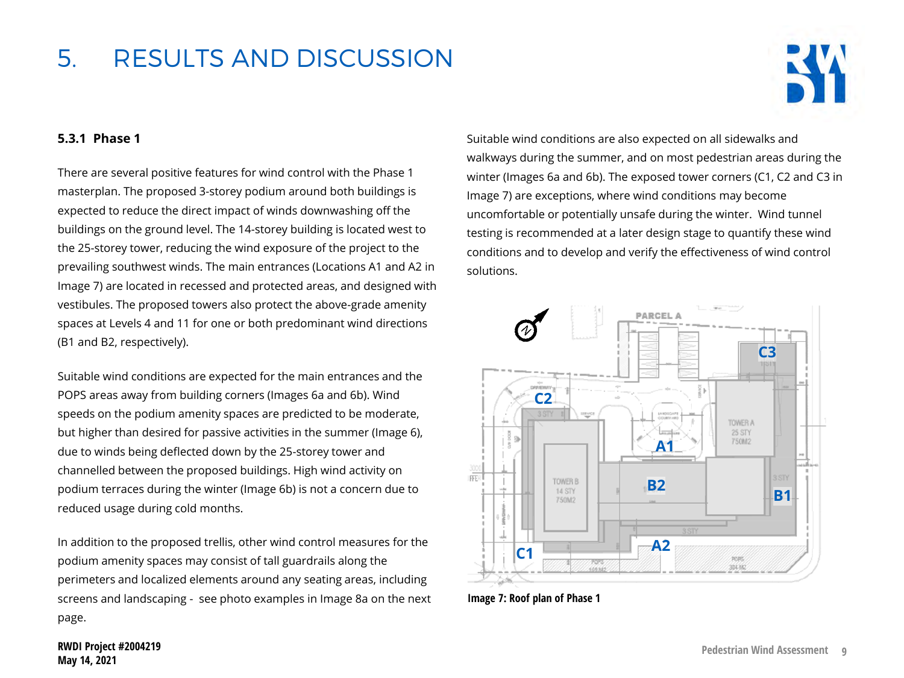# 5. RESULTS AND DISCUSSION

### 5.3.1 Phase 1

There are several positive features for wind control with the Phase 1 masterplan. The proposed 3-storey podium around both buildings is expected to reduce the direct impact of winds downwashing off the buildings on the ground level. The 14-storey building is located west to the 25-storey tower, reducing the wind exposure of the project to the prevailing southwest winds. The main entrances (Locations A1 and A2 in Image 7) are located in recessed and protected areas, and designed with vestibules. The proposed towers also protect the above-grade amenity spaces at Levels 4 and 11 for one or both predominant wind directions (B1 and B2, respectively).

Suitable wind conditions are expected for the main entrances and the POPS areas away from building corners (Images 6a and 6b). Wind speeds on the podium amenity spaces are predicted to be moderate, but higher than desired for passive activities in the summer (Image 6), due to winds being deflected down by the 25-storey tower and channelled between the proposed buildings. High wind activity on podium terraces during the winter (Image 6b) is not a concern due to reduced usage during cold months.

In addition to the proposed trellis, other wind control measures for the podium amenity spaces may consist of tall guardrails along the perimeters and localized elements around any seating areas, including screens and landscaping - see photo examples in Image 8a on the next page.

Suitable wind conditions are also expected on all sidewalks and walkways during the summer, and on most pedestrian areas during the winter (Images 6a and 6b). The exposed tower corners (C1, C2 and C3 in Image 7) are exceptions, where wind conditions may become uncomfortable or potentially unsafe during the winter. Wind tunnel testing is recommended at a later design stage to quantify these wind conditions and to develop and verify the effectiveness of wind control solutions.

**Image 7: Roof plan of Phase 1**

RWDI Project #2004219
May 14, 2021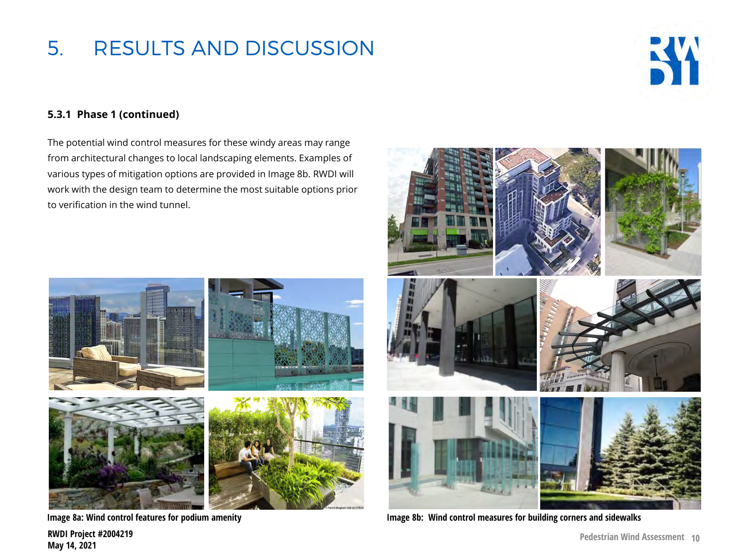# 5. RESULTS AND DISCUSSION

### 5.3.1 Phase 1 (continued)

The potential wind control measures for these windy areas may range from architectural changes to local landscaping elements. Examples of various types of mitigation options are provided in Image 8b. RWDI will work with the design team to determine the most suitable options prior to verification in the wind tunnel.

**Image 8a: Wind control features for podium amenity**

**Image 8b: Wind control measures for building corners and sidewalks**

**RWDI Project #2004219**
**May 14, 2021**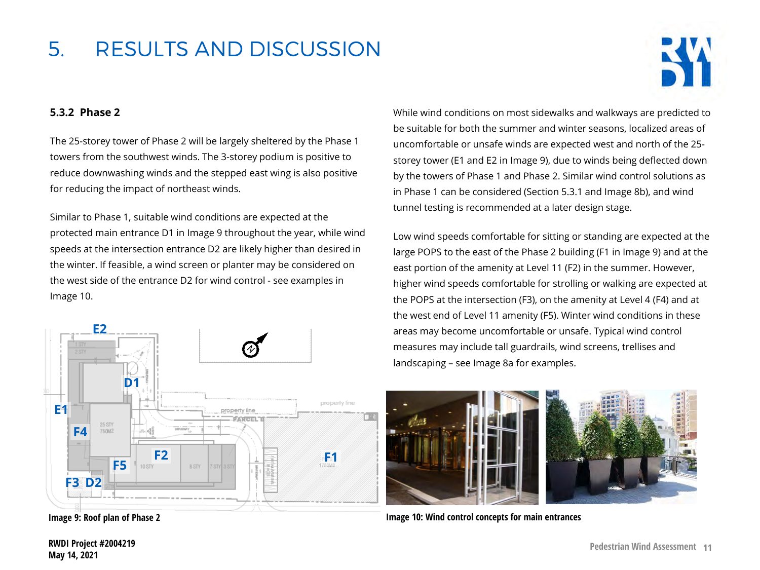# 5. RESULTS AND DISCUSSION

### 5.3.2 Phase 2

The 25-storey tower of Phase 2 will be largely sheltered by the Phase 1 towers from the southwest winds. The 3-storey podium is positive to reduce downwashing winds and the stepped east wing is also positive for reducing the impact of northeast winds.

Similar to Phase 1, suitable wind conditions are expected at the protected main entrance D1 in Image 9 throughout the year, while wind speeds at the intersection entrance D2 are likely higher than desired in the winter. If feasible, a wind screen or planter may be considered on the west side of the entrance D2 for wind control - see examples in Image 10.

**Image 9: Roof plan of Phase 2**

While wind conditions on most sidewalks and walkways are predicted to be suitable for both the summer and winter seasons, localized areas of uncomfortable or unsafe winds are expected west and north of the 25-storey tower (E1 and E2 in Image 9), due to winds being deflected down by the towers of Phase 1 and Phase 2. Similar wind control solutions as in Phase 1 can be considered (Section 5.3.1 and Image 8b), and wind tunnel testing is recommended at a later design stage.

Low wind speeds comfortable for sitting or standing are expected at the large POPS to the east of the Phase 2 building (F1 in Image 9) and at the east portion of the amenity at Level 11 (F2) in the summer. However, higher wind speeds comfortable for strolling or walking are expected at the POPS at the intersection (F3), on the amenity at Level 4 (F4) and at the west end of Level 11 amenity (F5). Winter wind conditions in these areas may become uncomfortable or unsafe. Typical wind control measures may include tall guardrails, wind screens, trellises and landscaping – see Image 8a for examples.

**Image 10: Wind control concepts for main entrances**

RWDI Project #2004219
May 14, 2021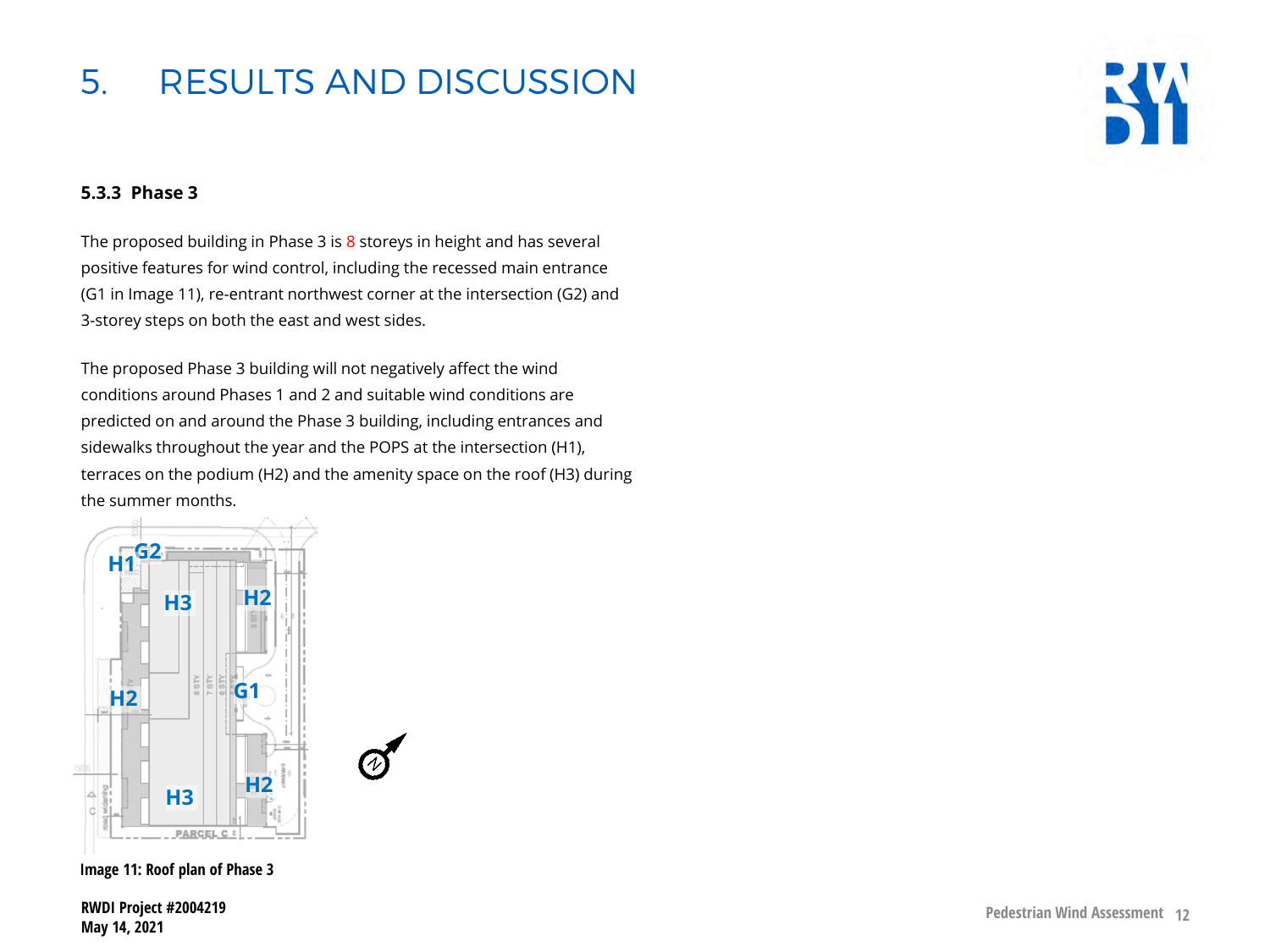# 5. RESULTS AND DISCUSSION

### 5.3.3 Phase 3

The proposed building in Phase 3 is 8 storeys in height and has several positive features for wind control, including the recessed main entrance (G1 in Image 11), re-entrant northwest corner at the intersection (G2) and 3-storey steps on both the east and west sides.

The proposed Phase 3 building will not negatively affect the wind conditions around Phases 1 and 2 and suitable wind conditions are predicted on and around the Phase 3 building, including entrances and sidewalks throughout the year and the POPS at the intersection (H1), terraces on the podium (H2) and the amenity space on the roof (H3) during the summer months.

**Image 11: Roof plan of Phase 3**

**RWDI Project #2004219**
**May 14, 2021**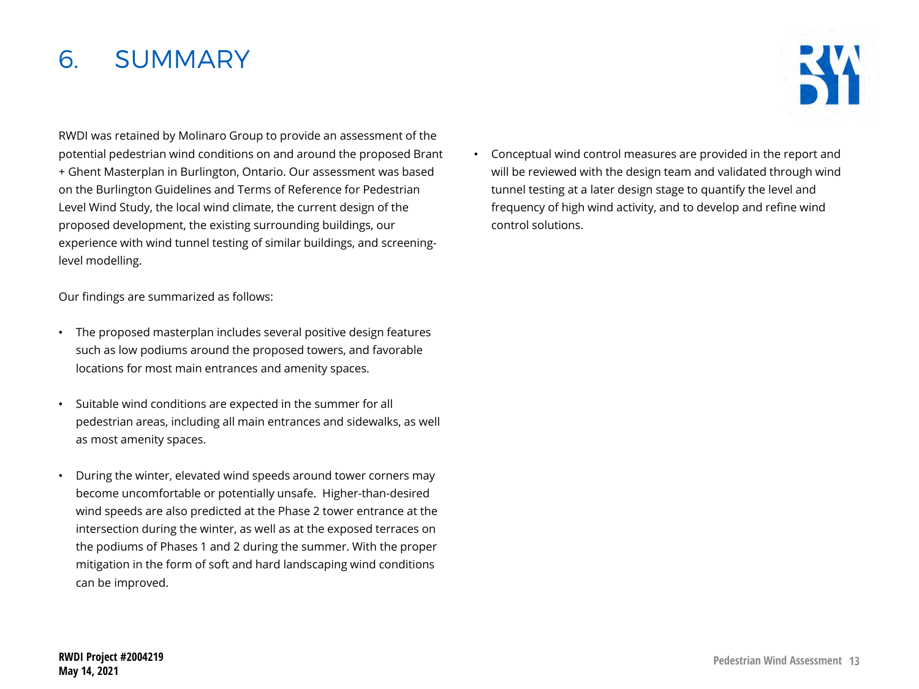# 6. SUMMARY

RWDI was retained by Molinaro Group to provide an assessment of the potential pedestrian wind conditions on and around the proposed Brant + Ghent Masterplan in Burlington, Ontario. Our assessment was based on the Burlington Guidelines and Terms of Reference for Pedestrian Level Wind Study, the local wind climate, the current design of the proposed development, the existing surrounding buildings, our experience with wind tunnel testing of similar buildings, and screening-level modelling.

Our findings are summarized as follows:

- The proposed masterplan includes several positive design features such as low podiums around the proposed towers, and favorable locations for most main entrances and amenity spaces.
- Suitable wind conditions are expected in the summer for all pedestrian areas, including all main entrances and sidewalks, as well as most amenity spaces.
- During the winter, elevated wind speeds around tower corners may become uncomfortable or potentially unsafe. Higher-than-desired wind speeds are also predicted at the Phase 2 tower entrance at the intersection during the winter, as well as at the exposed terraces on the podiums of Phases 1 and 2 during the summer. With the proper mitigation in the form of soft and hard landscaping wind conditions can be improved.
- Conceptual wind control measures are provided in the report and will be reviewed with the design team and validated through wind tunnel testing at a later design stage to quantify the level and frequency of high wind activity, and to develop and refine wind control solutions.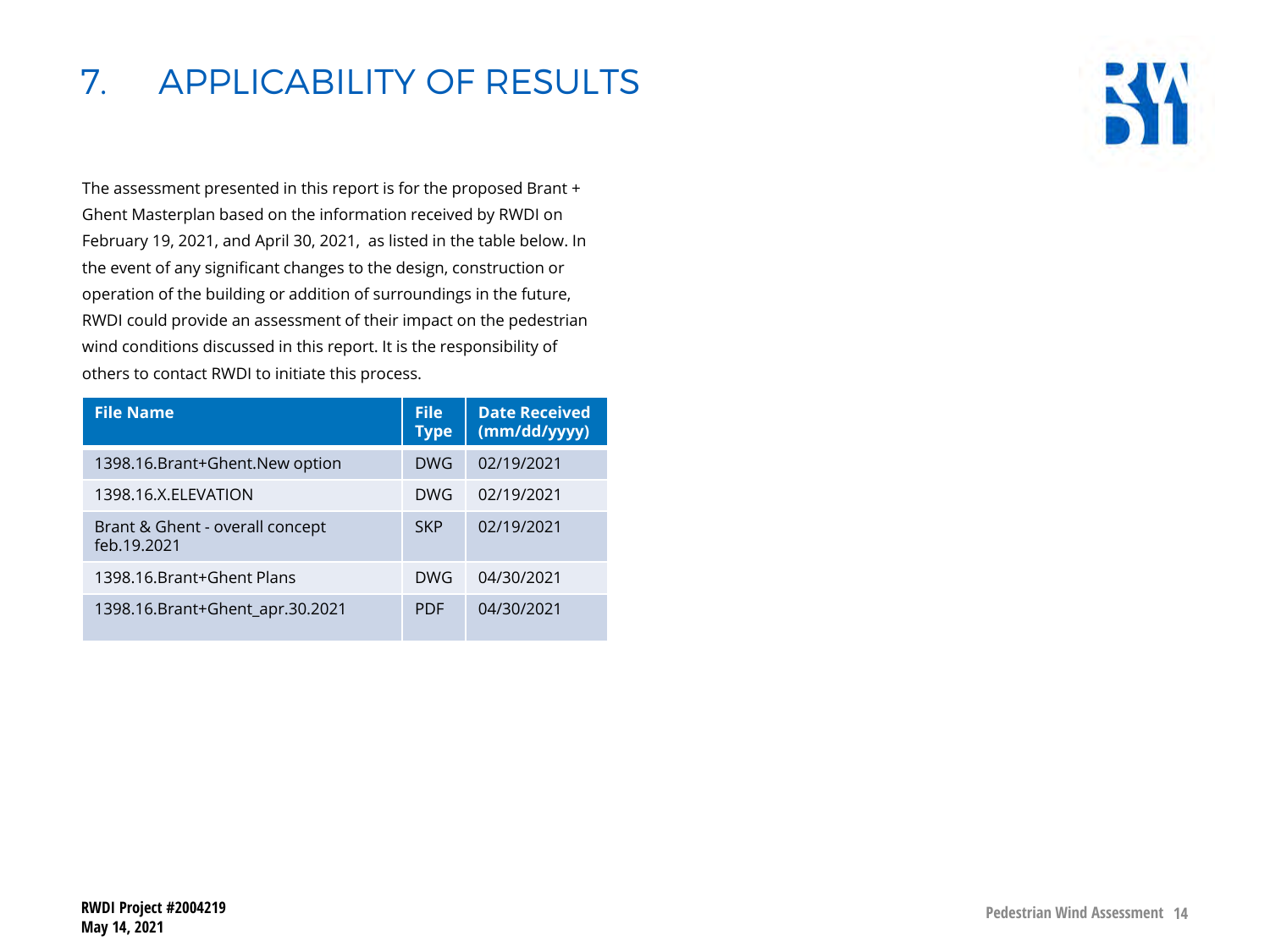# 7. APPLICABILITY OF RESULTS

The assessment presented in this report is for the proposed Brant + Ghent Masterplan based on the information received by RWDI on February 19, 2021, and April 30, 2021, as listed in the table below. In the event of any significant changes to the design, construction or operation of the building or addition of surroundings in the future, RWDI could provide an assessment of their impact on the pedestrian wind conditions discussed in this report. It is the responsibility of others to contact RWDI to initiate this process.

| File Name | File Type | Date Received (mm/dd/yyyy) |
|---|---|---|
| 1398.16.Brant+Ghent.New option | DWG | 02/19/2021 |
| 1398.16.X.ELEVATION | DWG | 02/19/2021 |
| Brant & Ghent - overall concept feb.19.2021 | SKP | 02/19/2021 |
| 1398.16.Brant+Ghent Plans | DWG | 04/30/2021 |
| 1398.16.Brant+Ghent_apr.30.2021 | PDF | 04/30/2021 |

**RWDI Project #2004219**
**May 14, 2021**